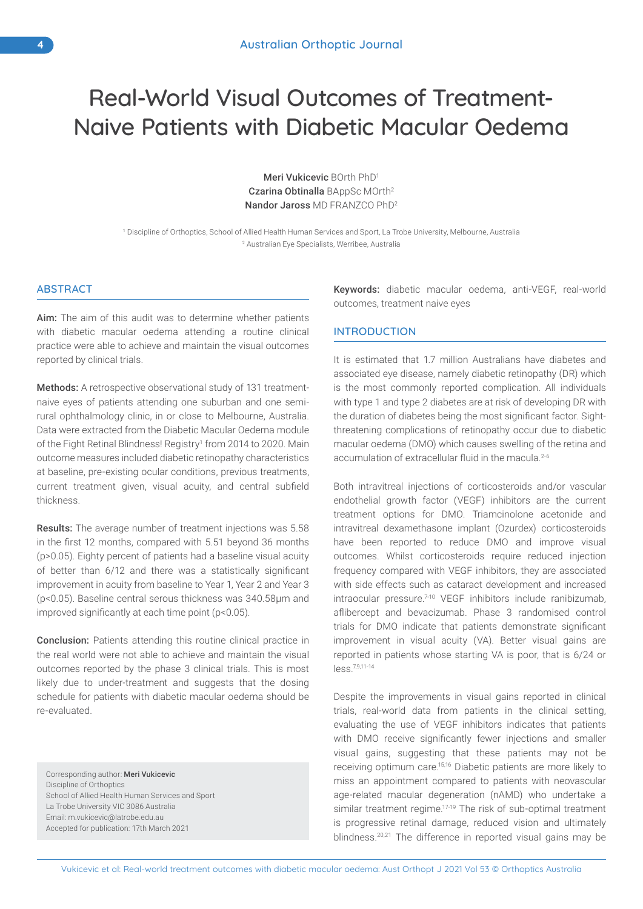# Real-World Visual Outcomes of Treatment-Naive Patients with Diabetic Macular Oedema

**Meri Vukicevic** BOrth PhD[1]
**Czarina Obtinalla** BAppSc MOrth[2]
**Nandor Jaross** MD FRANZCO PhD[2]

[1] Discipline of Orthoptics, School of Allied Health Human Services and Sport, La Trobe University, Melbourne, Australia
[2] Australian Eye Specialists, Werribee, Australia

## ABSTRACT

**Aim:** The aim of this audit was to determine whether patients with diabetic macular oedema attending a routine clinical practice were able to achieve and maintain the visual outcomes reported by clinical trials.

**Methods:** A retrospective observational study of 131 treatment-naive eyes of patients attending one suburban and one semi-rural ophthalmology clinic, in or close to Melbourne, Australia. Data were extracted from the Diabetic Macular Oedema module of the Fight Retinal Blindness! Registry[1] from 2014 to 2020. Main outcome measures included diabetic retinopathy characteristics at baseline, pre-existing ocular conditions, previous treatments, current treatment given, visual acuity, and central subfield thickness.

**Results:** The average number of treatment injections was 5.58 in the first 12 months, compared with 5.51 beyond 36 months ($p>0.05$). Eighty percent of patients had a baseline visual acuity of better than 6/12 and there was a statistically significant improvement in acuity from baseline to Year 1, Year 2 and Year 3 ($p<0.05$). Baseline central serous thickness was 340.58µm and improved significantly at each time point ($p<0.05$).

**Conclusion:** Patients attending this routine clinical practice in the real world were not able to achieve and maintain the visual outcomes reported by the phase 3 clinical trials. This is most likely due to under-treatment and suggests that the dosing schedule for patients with diabetic macular oedema should be re-evaluated.

Corresponding author: **Meri Vukicevic**
Discipline of Orthoptics
School of Allied Health Human Services and Sport
La Trobe University VIC 3086 Australia
Email: m.vukicevic@latrobe.edu.au
Accepted for publication: 17th March 2021

**Keywords:** diabetic macular oedema, anti-VEGF, real-world outcomes, treatment naive eyes

## INTRODUCTION

It is estimated that 1.7 million Australians have diabetes and associated eye disease, namely diabetic retinopathy (DR) which is the most commonly reported complication. All individuals with type 1 and type 2 diabetes are at risk of developing DR with the duration of diabetes being the most significant factor. Sight-threatening complications of retinopathy occur due to diabetic macular oedema (DMO) which causes swelling of the retina and accumulation of extracellular fluid in the macula.[2-6]

Both intravitreal injections of corticosteroids and/or vascular endothelial growth factor (VEGF) inhibitors are the current treatment options for DMO. Triamcinolone acetonide and intravitreal dexamethasone implant (Ozurdex) corticosteroids have been reported to reduce DMO and improve visual outcomes. Whilst corticosteroids require reduced injection frequency compared with VEGF inhibitors, they are associated with side effects such as cataract development and increased intraocular pressure.[7-10] VEGF inhibitors include ranibizumab, aflibercept and bevacizumab. Phase 3 randomised control trials for DMO indicate that patients demonstrate significant improvement in visual acuity (VA). Better visual gains are reported in patients whose starting VA is poor, that is 6/24 or less.[7,9,11-14]

Despite the improvements in visual gains reported in clinical trials, real-world data from patients in the clinical setting, evaluating the use of VEGF inhibitors indicates that patients with DMO receive significantly fewer injections and smaller visual gains, suggesting that these patients may not be receiving optimum care.[15,16] Diabetic patients are more likely to miss an appointment compared to patients with neovascular age-related macular degeneration (nAMD) who undertake a similar treatment regime.[17-19] The risk of sub-optimal treatment is progressive retinal damage, reduced vision and ultimately blindness.[20,21] The difference in reported visual gains may be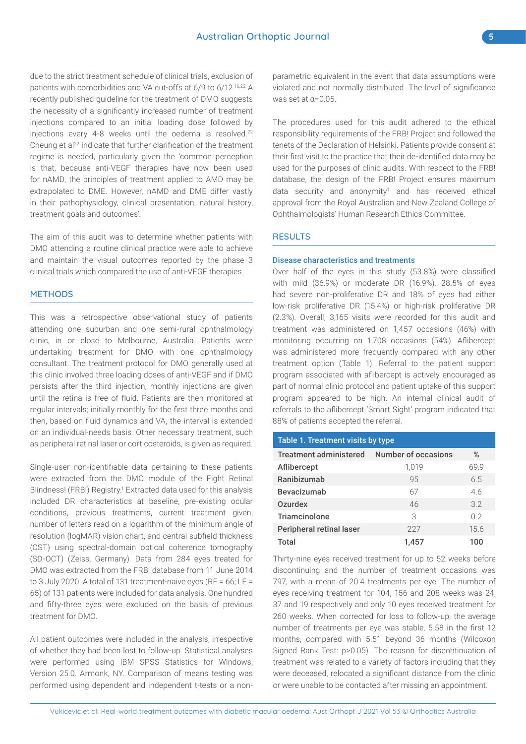due to the strict treatment schedule of clinical trials, exclusion of patients with comorbidities and VA cut-offs at 6/9 to 6/12.[16,22] A recently published guideline for the treatment of DMO suggests the necessity of a significantly increased number of treatment injections compared to an initial loading dose followed by injections every 4-8 weeks until the oedema is resolved.[22] Cheung et al[22] indicate that further clarification of the treatment regime is needed, particularly given the 'common perception is that, because anti-VEGF therapies have now been used for nAMD, the principles of treatment applied to AMD may be extrapolated to DME. However, nAMD and DME differ vastly in their pathophysiology, clinical presentation, natural history, treatment goals and outcomes'.

The aim of this audit was to determine whether patients with DMO attending a routine clinical practice were able to achieve and maintain the visual outcomes reported by the phase 3 clinical trials which compared the use of anti-VEGF therapies.

## METHODS

This was a retrospective observational study of patients attending one suburban and one semi-rural ophthalmology clinic, in or close to Melbourne, Australia. Patients were undertaking treatment for DMO with one ophthalmology consultant. The treatment protocol for DMO generally used at this clinic involved three loading doses of anti-VEGF and if DMO persists after the third injection, monthly injections are given until the retina is free of fluid. Patients are then monitored at regular intervals; initially monthly for the first three months and then, based on fluid dynamics and VA, the interval is extended on an individual-needs basis. Other necessary treatment, such as peripheral retinal laser or corticosteroids, is given as required.

Single-user non-identifiable data pertaining to these patients were extracted from the DMO module of the Fight Retinal Blindness! (FRB!) Registry.[1] Extracted data used for this analysis included DR characteristics at baseline, pre-existing ocular conditions, previous treatments, current treatment given, number of letters read on a logarithm of the minimum angle of resolution (logMAR) vision chart, and central subfield thickness (CST) using spectral-domain optical coherence tomography (SD-OCT) (Zeiss, Germany). Data from 284 eyes treated for DMO was extracted from the FRB! database from 11 June 2014 to 3 July 2020. A total of 131 treatment-naive eyes (RE = 66; LE = 65) of 131 patients were included for data analysis. One hundred and fifty-three eyes were excluded on the basis of previous treatment for DMO.

All patient outcomes were included in the analysis, irrespective of whether they had been lost to follow-up. Statistical analyses were performed using IBM SPSS Statistics for Windows, Version 25.0. Armonk, NY. Comparison of means testing was performed using dependent and independent t-tests or a non-parametric equivalent in the event that data assumptions were violated and not normally distributed. The level of significance was set at α=0.05.

The procedures used for this audit adhered to the ethical responsibility requirements of the FRB! Project and followed the tenets of the Declaration of Helsinki. Patients provide consent at their first visit to the practice that their de-identified data may be used for the purposes of clinic audits. With respect to the FRB! database, the design of the FRB! Project ensures maximum data security and anonymity[1] and has received ethical approval from the Royal Australian and New Zealand College of Ophthalmologists' Human Research Ethics Committee.

## RESULTS

### Disease characteristics and treatments

Over half of the eyes in this study (53.8%) were classified with mild (36.9%) or moderate DR (16.9%). 28.5% of eyes had severe non-proliferative DR and 18% of eyes had either low-risk proliferative DR (15.4%) or high-risk proliferative DR (2.3%). Overall, 3,165 visits were recorded for this audit and treatment was administered on 1,457 occasions (46%) with monitoring occurring on 1,708 occasions (54%). Aflibercept was administered more frequently compared with any other treatment option (Table 1). Referral to the patient support program associated with aflibercept is actively encouraged as part of normal clinic protocol and patient uptake of this support program appeared to be high. An internal clinical audit of referrals to the aflibercept 'Smart Sight' program indicated that 88% of patients accepted the referral.

**Table 1. Treatment visits by type**

| Treatment administered | Number of occasions | % |
|---|---|---|
| Aflibercept | 1,019 | 69.9 |
| Ranibizumab | 95 | 6.5 |
| Bevacizumab | 67 | 4.6 |
| Ozurdex | 46 | 3.2 |
| Triamcinolone | 3 | 0.2 |
| Peripheral retinal laser | 227 | 15.6 |
| **Total** | **1,457** | **100** |

Thirty-nine eyes received treatment for up to 52 weeks before discontinuing and the number of treatment occasions was 797, with a mean of 20.4 treatments per eye. The number of eyes receiving treatment for 104, 156 and 208 weeks was 24, 37 and 19 respectively and only 10 eyes received treatment for 260 weeks. When corrected for loss to follow-up, the average number of treatments per eye was stable, 5.58 in the first 12 months, compared with 5.51 beyond 36 months (Wilcoxon Signed Rank Test: $p>0.05$). The reason for discontinuation of treatment was related to a variety of factors including that they were deceased, relocated a significant distance from the clinic or were unable to be contacted after missing an appointment.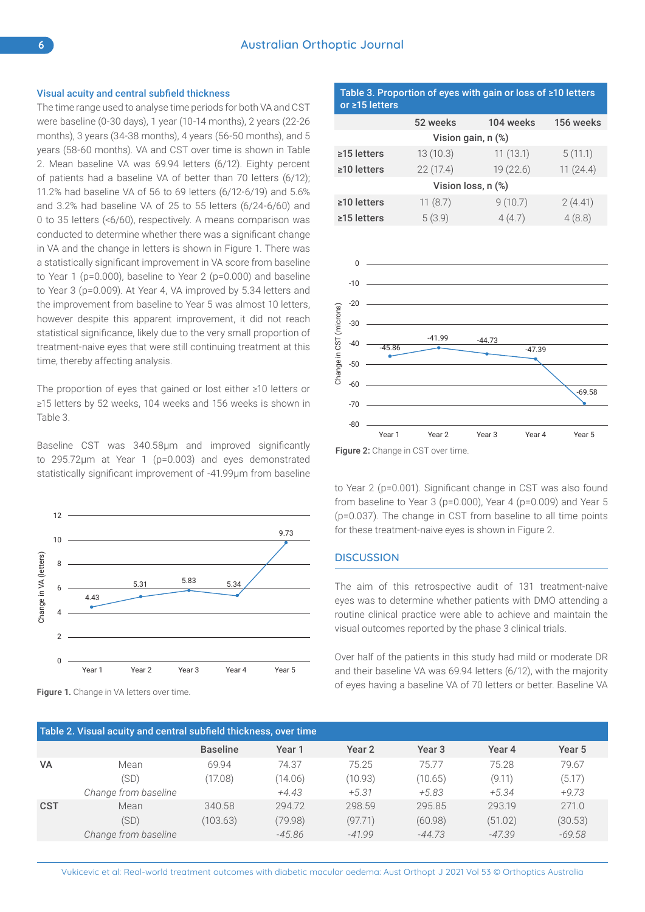### Visual acuity and central subfield thickness

The time range used to analyse time periods for both VA and CST were baseline (0-30 days), 1 year (10-14 months), 2 years (22-26 months), 3 years (34-38 months), 4 years (56-50 months), and 5 years (58-60 months). VA and CST over time is shown in Table 2. Mean baseline VA was 69.94 letters (6/12). Eighty percent of patients had a baseline VA of better than 70 letters (6/12); 11.2% had baseline VA of 56 to 69 letters (6/12-6/19) and 5.6% and 3.2% had baseline VA of 25 to 55 letters (6/24-6/60) and 0 to 35 letters (<6/60), respectively. A means comparison was conducted to determine whether there was a significant change in VA and the change in letters is shown in Figure 1. There was a statistically significant improvement in VA score from baseline to Year 1 (p=0.000), baseline to Year 2 (p=0.000) and baseline to Year 3 (p=0.009). At Year 4, VA improved by 5.34 letters and the improvement from baseline to Year 5 was almost 10 letters, however despite this apparent improvement, it did not reach statistical significance, likely due to the very small proportion of treatment-naive eyes that were still continuing treatment at this time, thereby affecting analysis.

The proportion of eyes that gained or lost either ≥10 letters or ≥15 letters by 52 weeks, 104 weeks and 156 weeks is shown in Table 3.

Baseline CST was 340.58µm and improved significantly to 295.72µm at Year 1 (p=0.003) and eyes demonstrated statistically significant improvement of -41.99µm from baseline to Year 2 (p=0.001). Significant change in CST was also found from baseline to Year 3 (p=0.000), Year 4 (p=0.009) and Year 5 (p=0.037). The change in CST from baseline to all time points for these treatment-naive eyes is shown in Figure 2.

**Figure 1.** Change in VA letters over time.

**Table 3. Proportion of eyes with gain or loss of ≥10 letters or ≥15 letters**

| | 52 weeks | 104 weeks | 156 weeks |
|---|---|---|---|
| **Vision gain, n (%)** | | | |
| ≥15 letters | 13 (10.3) | 11 (13.1) | 5 (11.1) |
| ≥10 letters | 22 (17.4) | 19 (22.6) | 11 (24.4) |
| **Vision loss, n (%)** | | | |
| ≥10 letters | 11 (8.7) | 9 (10.7) | 2 (4.41) |
| ≥15 letters | 5 (3.9) | 4 (4.7) | 4 (8.8) |

**Figure 2:** Change in CST over time.

## DISCUSSION

The aim of this retrospective audit of 131 treatment-naive eyes was to determine whether patients with DMO attending a routine clinical practice were able to achieve and maintain the visual outcomes reported by the phase 3 clinical trials.

Over half of the patients in this study had mild or moderate DR and their baseline VA was 69.94 letters (6/12), with the majority of eyes having a baseline VA of 70 letters or better. Baseline VA

**Table 2. Visual acuity and central subfield thickness, over time**

| | | Baseline | Year 1 | Year 2 | Year 3 | Year 4 | Year 5 |
|---|---|---|---|---|---|---|---|
| **VA** | Mean | 69.94 | 74.37 | 75.25 | 75.77 | 75.28 | 79.67 |
| | (SD) | (17.08) | (14.06) | (10.93) | (10.65) | (9.11) | (5.17) |
| | *Change from baseline* | | *+4.43* | *+5.31* | *+5.83* | *+5.34* | *+9.73* |
| **CST** | Mean | 340.58 | 294.72 | 298.59 | 295.85 | 293.19 | 271.0 |
| | (SD) | (103.63) | (79.98) | (97.71) | (60.98) | (51.02) | (30.53) |
| | *Change from baseline* | | *-45.86* | *-41.99* | *-44.73* | *-47.39* | *-69.58* |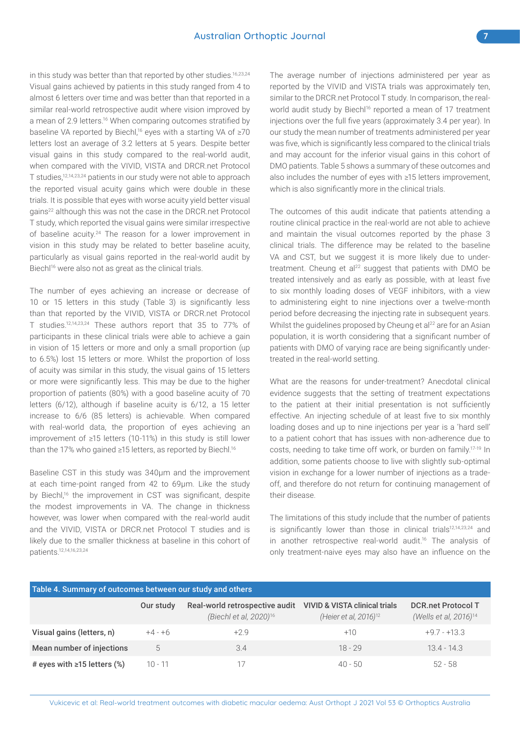in this study was better than that reported by other studies.[16,23,24] Visual gains achieved by patients in this study ranged from 4 to almost 6 letters over time and was better than that reported in a similar real-world retrospective audit where vision improved by a mean of 2.9 letters.[16] When comparing outcomes stratified by baseline VA reported by Biechl,[16] eyes with a starting VA of ≥70 letters lost an average of 3.2 letters at 5 years. Despite better visual gains in this study compared to the real-world audit, when compared with the VIVID, VISTA and DRCR.net Protocol T studies,[12,14,23,24] patients in our study were not able to approach the reported visual acuity gains which were double in these trials. It is possible that eyes with worse acuity yield better visual gains[22] although this was not the case in the DRCR.net Protocol T study, which reported the visual gains were similar irrespective of baseline acuity.[24] The reason for a lower improvement in vision in this study may be related to better baseline acuity, particularly as visual gains reported in the real-world audit by Biechl[16] were also not as great as the clinical trials.

The number of eyes achieving an increase or decrease of 10 or 15 letters in this study (Table 3) is significantly less than that reported by the VIVID, VISTA or DRCR.net Protocol T studies.[12,14,23,24] These authors report that 35 to 77% of participants in these clinical trials were able to achieve a gain in vision of 15 letters or more and only a small proportion (up to 6.5%) lost 15 letters or more. Whilst the proportion of loss of acuity was similar in this study, the visual gains of 15 letters or more were significantly less. This may be due to the higher proportion of patients (80%) with a good baseline acuity of 70 letters (6/12), although if baseline acuity is 6/12, a 15 letter increase to 6/6 (85 letters) is achievable. When compared with real-world data, the proportion of eyes achieving an improvement of ≥15 letters (10-11%) in this study is still lower than the 17% who gained ≥15 letters, as reported by Biechl.[16]

Baseline CST in this study was 340µm and the improvement at each time-point ranged from 42 to 69µm. Like the study by Biechl,[16] the improvement in CST was significant, despite the modest improvements in VA. The change in thickness however, was lower when compared with the real-world audit and the VIVID, VISTA or DRCR.net Protocol T studies and is likely due to the smaller thickness at baseline in this cohort of patients.[12,14,16,23,24]

The average number of injections administered per year as reported by the VIVID and VISTA trials was approximately ten, similar to the DRCR.net Protocol T study. In comparison, the real-world audit study by Biechl[16] reported a mean of 17 treatment injections over the full five years (approximately 3.4 per year). In our study the mean number of treatments administered per year was five, which is significantly less compared to the clinical trials and may account for the inferior visual gains in this cohort of DMO patients. Table 5 shows a summary of these outcomes and also includes the number of eyes with ≥15 letters improvement, which is also significantly more in the clinical trials.

The outcomes of this audit indicate that patients attending a routine clinical practice in the real-world are not able to achieve and maintain the visual outcomes reported by the phase 3 clinical trials. The difference may be related to the baseline VA and CST, but we suggest it is more likely due to under-treatment. Cheung et al[22] suggest that patients with DMO be treated intensively and as early as possible, with at least five to six monthly loading doses of VEGF inhibitors, with a view to administering eight to nine injections over a twelve-month period before decreasing the injecting rate in subsequent years. Whilst the guidelines proposed by Cheung et al[22] are for an Asian population, it is worth considering that a significant number of patients with DMO of varying race are being significantly under-treated in the real-world setting.

What are the reasons for under-treatment? Anecdotal clinical evidence suggests that the setting of treatment expectations to the patient at their initial presentation is not sufficiently effective. An injecting schedule of at least five to six monthly loading doses and up to nine injections per year is a 'hard sell' to a patient cohort that has issues with non-adherence due to costs, needing to take time off work, or burden on family.[17-19] In addition, some patients choose to live with slightly sub-optimal vision in exchange for a lower number of injections as a trade-off, and therefore do not return for continuing management of their disease.

The limitations of this study include that the number of patients is significantly lower than those in clinical trials[12,14,23,24] and in another retrospective real-world audit.[16] The analysis of only treatment-naive eyes may also have an influence on the

**Table 4. Summary of outcomes between our study and others**

| | Our study | Real-world retrospective audit *(Biechl et al, 2020)*[16] | VIVID & VISTA clinical trials *(Heier et al, 2016)*[12] | DCR.net Protocol T *(Wells et al, 2016)*[14] |
|---|---|---|---|---|
| **Visual gains (letters, n)** | +4 - +6 | +2.9 | +10 | +9.7 - +13.3 |
| **Mean number of injections** | 5 | 3.4 | 18 - 29 | 13.4 - 14.3 |
| **# eyes with ≥15 letters (%)** | 10 - 11 | 17 | 40 - 50 | 52 - 58 |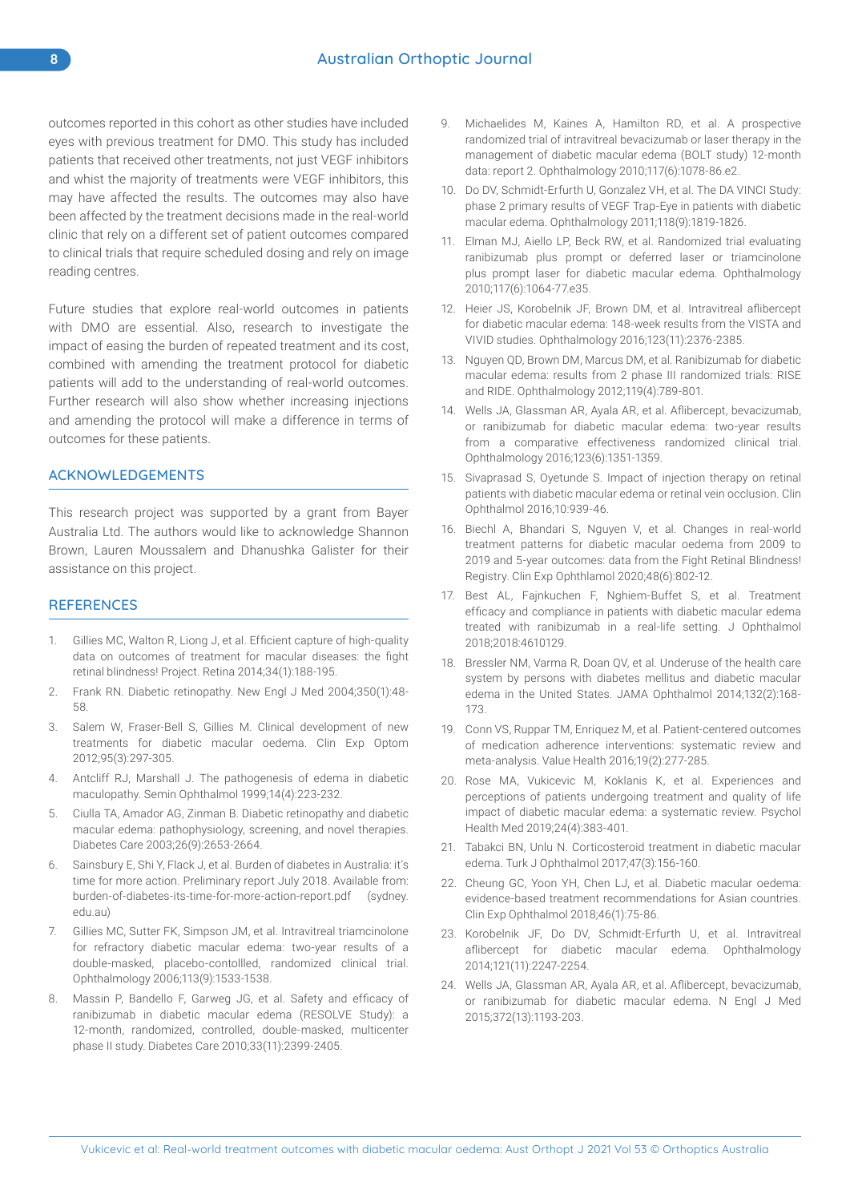outcomes reported in this cohort as other studies have included eyes with previous treatment for DMO. This study has included patients that received other treatments, not just VEGF inhibitors and whist the majority of treatments were VEGF inhibitors, this may have affected the results. The outcomes may also have been affected by the treatment decisions made in the real-world clinic that rely on a different set of patient outcomes compared to clinical trials that require scheduled dosing and rely on image reading centres.

Future studies that explore real-world outcomes in patients with DMO are essential. Also, research to investigate the impact of easing the burden of repeated treatment and its cost, combined with amending the treatment protocol for diabetic patients will add to the understanding of real-world outcomes. Further research will also show whether increasing injections and amending the protocol will make a difference in terms of outcomes for these patients.

## ACKNOWLEDGEMENTS

This research project was supported by a grant from Bayer Australia Ltd. The authors would like to acknowledge Shannon Brown, Lauren Moussalem and Dhanushka Galister for their assistance on this project.

## REFERENCES

1. Gillies MC, Walton R, Liong J, et al. Efficient capture of high-quality data on outcomes of treatment for macular diseases: the fight retinal blindness! Project. Retina 2014;34(1):188-195.
2. Frank RN. Diabetic retinopathy. New Engl J Med 2004;350(1):48-58.
3. Salem W, Fraser-Bell S, Gillies M. Clinical development of new treatments for diabetic macular oedema. Clin Exp Optom 2012;95(3):297-305.
4. Antcliff RJ, Marshall J. The pathogenesis of edema in diabetic maculopathy. Semin Ophthalmol 1999;14(4):223-232.
5. Ciulla TA, Amador AG, Zinman B. Diabetic retinopathy and diabetic macular edema: pathophysiology, screening, and novel therapies. Diabetes Care 2003;26(9):2653-2664.
6. Sainsbury E, Shi Y, Flack J, et al. Burden of diabetes in Australia: it's time for more action. Preliminary report July 2018. Available from: burden-of-diabetes-its-time-for-more-action-report.pdf (sydney.edu.au)
7. Gillies MC, Sutter FK, Simpson JM, et al. Intravitreal triamcinolone for refractory diabetic macular edema: two-year results of a double-masked, placebo-contollled, randomized clinical trial. Ophthalmology 2006;113(9):1533-1538.
8. Massin P, Bandello F, Garweg JG, et al. Safety and efficacy of ranibizumab in diabetic macular edema (RESOLVE Study): a 12-month, randomized, controlled, double-masked, multicenter phase II study. Diabetes Care 2010;33(11):2399-2405.
9. Michaelides M, Kaines A, Hamilton RD, et al. A prospective randomized trial of intravitreal bevacizumab or laser therapy in the management of diabetic macular edema (BOLT study) 12-month data: report 2. Ophthalmology 2010;117(6):1078-86.e2.
10. Do DV, Schmidt-Erfurth U, Gonzalez VH, et al. The DA VINCI Study: phase 2 primary results of VEGF Trap-Eye in patients with diabetic macular edema. Ophthalmology 2011;118(9):1819-1826.
11. Elman MJ, Aiello LP, Beck RW, et al. Randomized trial evaluating ranibizumab plus prompt or deferred laser or triamcinolone plus prompt laser for diabetic macular edema. Ophthalmology 2010;117(6):1064-77.e35.
12. Heier JS, Korobelnik JF, Brown DM, et al. Intravitreal aflibercept for diabetic macular edema: 148-week results from the VISTA and VIVID studies. Ophthalmology 2016;123(11):2376-2385.
13. Nguyen QD, Brown DM, Marcus DM, et al. Ranibizumab for diabetic macular edema: results from 2 phase III randomized trials: RISE and RIDE. Ophthalmology 2012;119(4):789-801.
14. Wells JA, Glassman AR, Ayala AR, et al. Aflibercept, bevacizumab, or ranibizumab for diabetic macular edema: two-year results from a comparative effectiveness randomized clinical trial. Ophthalmology 2016;123(6):1351-1359.
15. Sivaprasad S, Oyetunde S. Impact of injection therapy on retinal patients with diabetic macular edema or retinal vein occlusion. Clin Ophthalmol 2016;10:939-46.
16. Biechl A, Bhandari S, Nguyen V, et al. Changes in real-world treatment patterns for diabetic macular oedema from 2009 to 2019 and 5-year outcomes: data from the Fight Retinal Blindness! Registry. Clin Exp Ophthlamol 2020;48(6):802-12.
17. Best AL, Fajnkuchen F, Nghiem-Buffet S, et al. Treatment efficacy and compliance in patients with diabetic macular edema treated with ranibizumab in a real-life setting. J Ophthalmol 2018;2018:4610129.
18. Bressler NM, Varma R, Doan QV, et al. Underuse of the health care system by persons with diabetes mellitus and diabetic macular edema in the United States. JAMA Ophthalmol 2014;132(2):168-173.
19. Conn VS, Ruppar TM, Enriquez M, et al. Patient-centered outcomes of medication adherence interventions: systematic review and meta-analysis. Value Health 2016;19(2):277-285.
20. Rose MA, Vukicevic M, Koklanis K, et al. Experiences and perceptions of patients undergoing treatment and quality of life impact of diabetic macular edema: a systematic review. Psychol Health Med 2019;24(4):383-401.
21. Tabakci BN, Unlu N. Corticosteroid treatment in diabetic macular edema. Turk J Ophthalmol 2017;47(3):156-160.
22. Cheung GC, Yoon YH, Chen LJ, et al. Diabetic macular oedema: evidence-based treatment recommendations for Asian countries. Clin Exp Ophthalmol 2018;46(1):75-86.
23. Korobelnik JF, Do DV, Schmidt-Erfurth U, et al. Intravitreal aflibercept for diabetic macular edema. Ophthalmology 2014;121(11):2247-2254.
24. Wells JA, Glassman AR, Ayala AR, et al. Aflibercept, bevacizumab, or ranibizumab for diabetic macular edema. N Engl J Med 2015;372(13):1193-203.